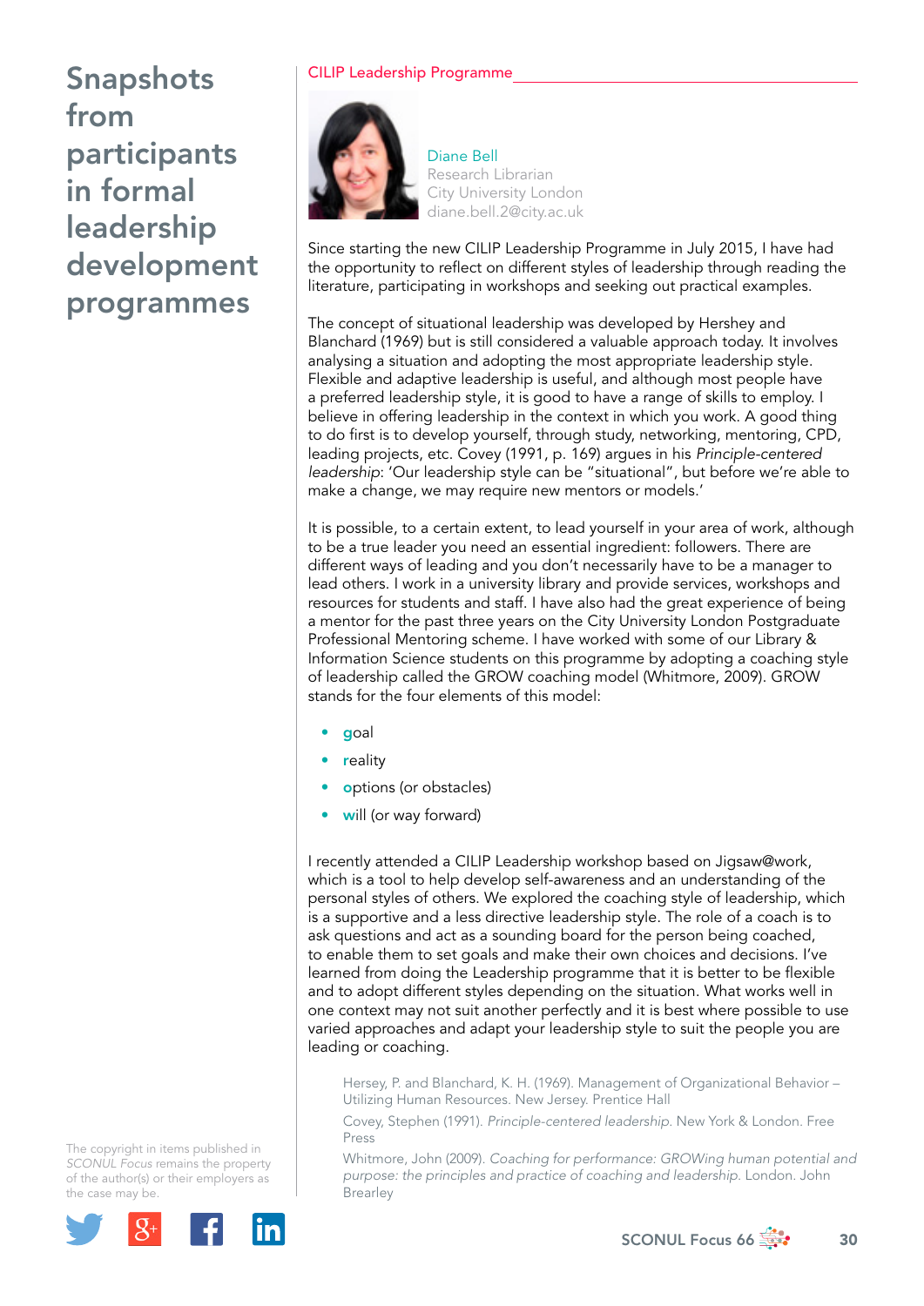# Snapshots from participants in formal leadership development programmes

## CILIP Leadership Programme

Diane Bell
Research Librarian
City University London
diane.bell.2@city.ac.uk

Since starting the new CILIP Leadership Programme in July 2015, I have had the opportunity to reflect on different styles of leadership through reading the literature, participating in workshops and seeking out practical examples.

The concept of situational leadership was developed by Hershey and Blanchard (1969) but is still considered a valuable approach today. It involves analysing a situation and adopting the most appropriate leadership style. Flexible and adaptive leadership is useful, and although most people have a preferred leadership style, it is good to have a range of skills to employ. I believe in offering leadership in the context in which you work. A good thing to do first is to develop yourself, through study, networking, mentoring, CPD, leading projects, etc. Covey (1991, p. 169) argues in his *Principle-centered leadership*: 'Our leadership style can be "situational", but before we're able to make a change, we may require new mentors or models.'

It is possible, to a certain extent, to lead yourself in your area of work, although to be a true leader you need an essential ingredient: followers. There are different ways of leading and you don't necessarily have to be a manager to lead others. I work in a university library and provide services, workshops and resources for students and staff. I have also had the great experience of being a mentor for the past three years on the City University London Postgraduate Professional Mentoring scheme. I have worked with some of our Library & Information Science students on this programme by adopting a coaching style of leadership called the GROW coaching model (Whitmore, 2009). GROW stands for the four elements of this model:

- goal
- reality
- options (or obstacles)
- will (or way forward)

I recently attended a CILIP Leadership workshop based on Jigsaw@work, which is a tool to help develop self-awareness and an understanding of the personal styles of others. We explored the coaching style of leadership, which is a supportive and a less directive leadership style. The role of a coach is to ask questions and act as a sounding board for the person being coached, to enable them to set goals and make their own choices and decisions. I've learned from doing the Leadership programme that it is better to be flexible and to adopt different styles depending on the situation. What works well in one context may not suit another perfectly and it is best where possible to use varied approaches and adapt your leadership style to suit the people you are leading or coaching.

Hersey, P. and Blanchard, K. H. (1969). Management of Organizational Behavior – Utilizing Human Resources. New Jersey. Prentice Hall

Covey, Stephen (1991). *Principle-centered leadership*. New York & London. Free Press

Whitmore, John (2009). *Coaching for performance: GROWing human potential and purpose: the principles and practice of coaching and leadership*. London. John Brearley

The copyright in items published in *SCONUL Focus* remains the property of the author(s) or their employers as the case may be.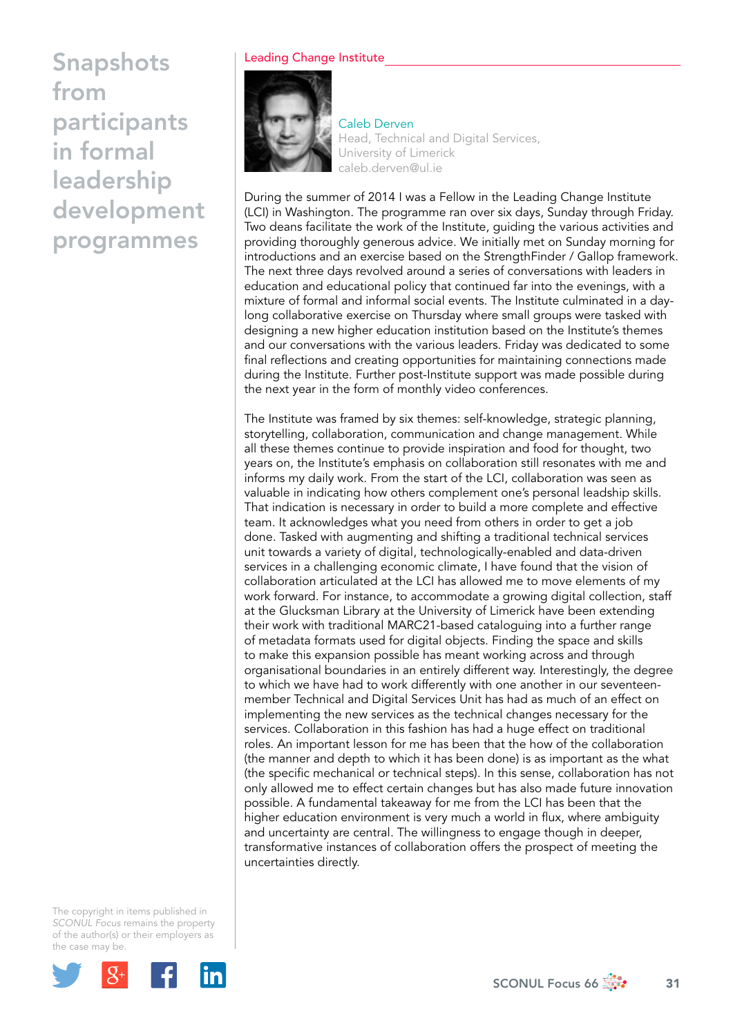# Snapshots from participants in formal leadership development programmes

## Leading Change Institute

Caleb Derven
Head, Technical and Digital Services,
University of Limerick
caleb.derven@ul.ie

During the summer of 2014 I was a Fellow in the Leading Change Institute (LCI) in Washington. The programme ran over six days, Sunday through Friday. Two deans facilitate the work of the Institute, guiding the various activities and providing thoroughly generous advice. We initially met on Sunday morning for introductions and an exercise based on the StrengthFinder / Gallop framework. The next three days revolved around a series of conversations with leaders in education and educational policy that continued far into the evenings, with a mixture of formal and informal social events. The Institute culminated in a day-long collaborative exercise on Thursday where small groups were tasked with designing a new higher education institution based on the Institute's themes and our conversations with the various leaders. Friday was dedicated to some final reflections and creating opportunities for maintaining connections made during the Institute. Further post-Institute support was made possible during the next year in the form of monthly video conferences.

The Institute was framed by six themes: self-knowledge, strategic planning, storytelling, collaboration, communication and change management. While all these themes continue to provide inspiration and food for thought, two years on, the Institute's emphasis on collaboration still resonates with me and informs my daily work. From the start of the LCI, collaboration was seen as valuable in indicating how others complement one's personal leadship skills. That indication is necessary in order to build a more complete and effective team. It acknowledges what you need from others in order to get a job done. Tasked with augmenting and shifting a traditional technical services unit towards a variety of digital, technologically-enabled and data-driven services in a challenging economic climate, I have found that the vision of collaboration articulated at the LCI has allowed me to move elements of my work forward. For instance, to accommodate a growing digital collection, staff at the Glucksman Library at the University of Limerick have been extending their work with traditional MARC21-based cataloguing into a further range of metadata formats used for digital objects. Finding the space and skills to make this expansion possible has meant working across and through organisational boundaries in an entirely different way. Interestingly, the degree to which we have had to work differently with one another in our seventeen-member Technical and Digital Services Unit has had as much of an effect on implementing the new services as the technical changes necessary for the services. Collaboration in this fashion has had a huge effect on traditional roles. An important lesson for me has been that the how of the collaboration (the manner and depth to which it has been done) is as important as the what (the specific mechanical or technical steps). In this sense, collaboration has not only allowed me to effect certain changes but has also made future innovation possible. A fundamental takeaway for me from the LCI has been that the higher education environment is very much a world in flux, where ambiguity and uncertainty are central. The willingness to engage though in deeper, transformative instances of collaboration offers the prospect of meeting the uncertainties directly.

The copyright in items published in *SCONUL Focus* remains the property of the author(s) or their employers as the case may be.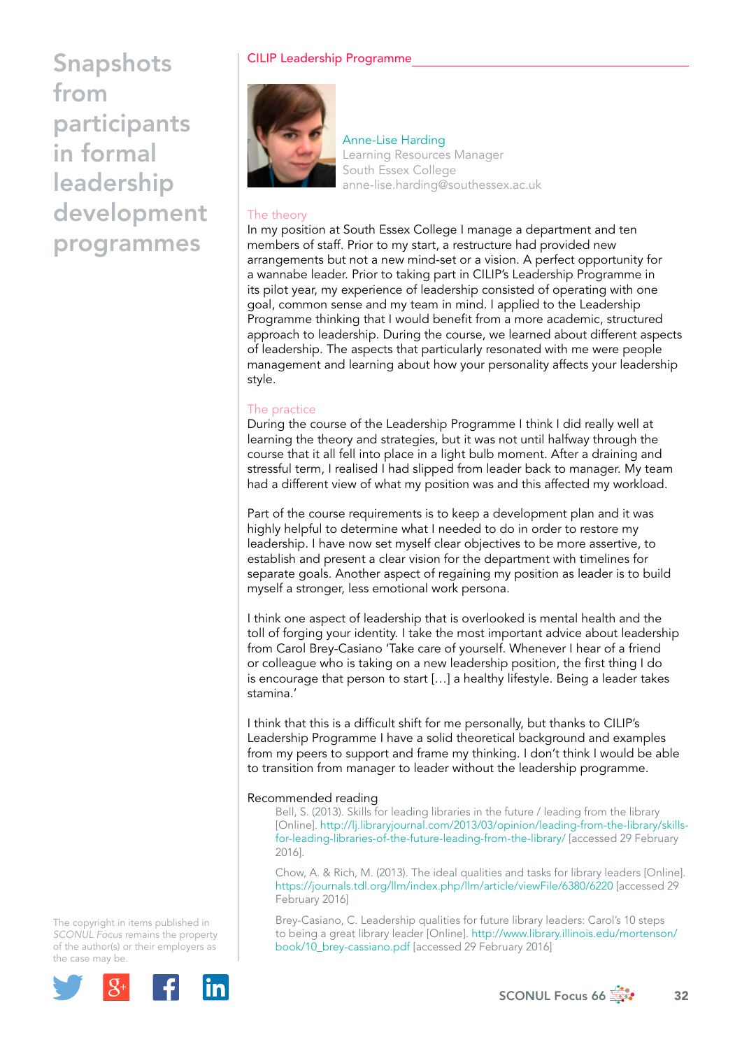# Snapshots from participants in formal leadership development programmes

## CILIP Leadership Programme

Anne-Lise Harding
Learning Resources Manager
South Essex College
anne-lise.harding@southessex.ac.uk

### The theory

In my position at South Essex College I manage a department and ten members of staff. Prior to my start, a restructure had provided new arrangements but not a new mind-set or a vision. A perfect opportunity for a wannabe leader. Prior to taking part in CILIP's Leadership Programme in its pilot year, my experience of leadership consisted of operating with one goal, common sense and my team in mind. I applied to the Leadership Programme thinking that I would benefit from a more academic, structured approach to leadership. During the course, we learned about different aspects of leadership. The aspects that particularly resonated with me were people management and learning about how your personality affects your leadership style.

### The practice

During the course of the Leadership Programme I think I did really well at learning the theory and strategies, but it was not until halfway through the course that it all fell into place in a light bulb moment. After a draining and stressful term, I realised I had slipped from leader back to manager. My team had a different view of what my position was and this affected my workload.

Part of the course requirements is to keep a development plan and it was highly helpful to determine what I needed to do in order to restore my leadership. I have now set myself clear objectives to be more assertive, to establish and present a clear vision for the department with timelines for separate goals. Another aspect of regaining my position as leader is to build myself a stronger, less emotional work persona.

I think one aspect of leadership that is overlooked is mental health and the toll of forging your identity. I take the most important advice about leadership from Carol Brey-Casiano 'Take care of yourself. Whenever I hear of a friend or colleague who is taking on a new leadership position, the first thing I do is encourage that person to start [...] a healthy lifestyle. Being a leader takes stamina.'

I think that this is a difficult shift for me personally, but thanks to CILIP's Leadership Programme I have a solid theoretical background and examples from my peers to support and frame my thinking. I don't think I would be able to transition from manager to leader without the leadership programme.

Recommended reading

Bell, S. (2013). Skills for leading libraries in the future / leading from the library [Online]. http://lj.libraryjournal.com/2013/03/opinion/leading-from-the-library/skills-for-leading-libraries-of-the-future-leading-from-the-library/ [accessed 29 February 2016].

Chow, A. & Rich, M. (2013). The ideal qualities and tasks for library leaders [Online]. https://journals.tdl.org/llm/index.php/llm/article/viewFile/6380/6220 [accessed 29 February 2016]

Brey-Casiano, C. Leadership qualities for future library leaders: Carol's 10 steps to being a great library leader [Online]. http://www.library.illinois.edu/mortenson/book/10_brey-cassiano.pdf [accessed 29 February 2016]

The copyright in items published in *SCONUL Focus* remains the property of the author(s) or their employers as the case may be.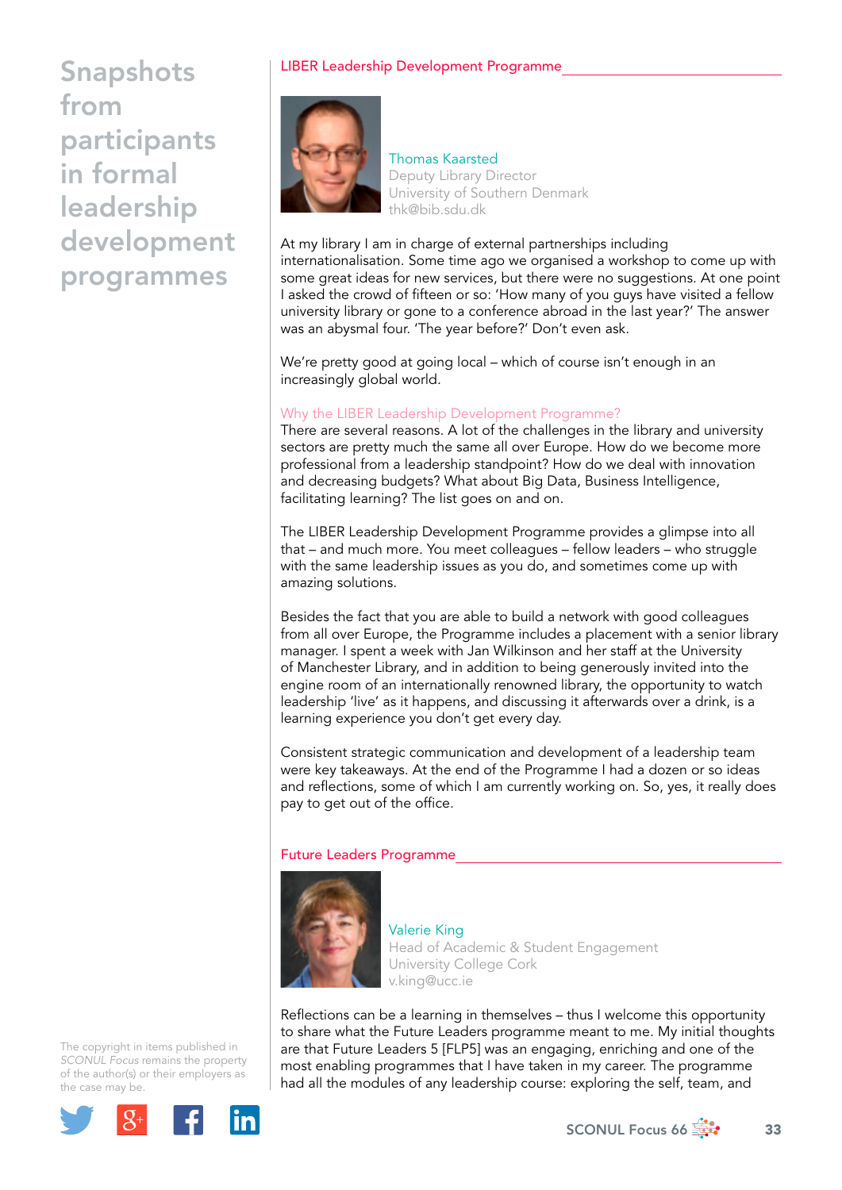# Snapshots from participants in formal leadership development programmes

## LIBER Leadership Development Programme

Thomas Kaarsted
Deputy Library Director
University of Southern Denmark
thk@bib.sdu.dk

At my library I am in charge of external partnerships including internationalisation. Some time ago we organised a workshop to come up with some great ideas for new services, but there were no suggestions. At one point I asked the crowd of fifteen or so: 'How many of you guys have visited a fellow university library or gone to a conference abroad in the last year?' The answer was an abysmal four. 'The year before?' Don't even ask.

We're pretty good at going local – which of course isn't enough in an increasingly global world.

### Why the LIBER Leadership Development Programme?

There are several reasons. A lot of the challenges in the library and university sectors are pretty much the same all over Europe. How do we become more professional from a leadership standpoint? How do we deal with innovation and decreasing budgets? What about Big Data, Business Intelligence, facilitating learning? The list goes on and on.

The LIBER Leadership Development Programme provides a glimpse into all that – and much more. You meet colleagues – fellow leaders – who struggle with the same leadership issues as you do, and sometimes come up with amazing solutions.

Besides the fact that you are able to build a network with good colleagues from all over Europe, the Programme includes a placement with a senior library manager. I spent a week with Jan Wilkinson and her staff at the University of Manchester Library, and in addition to being generously invited into the engine room of an internationally renowned library, the opportunity to watch leadership 'live' as it happens, and discussing it afterwards over a drink, is a learning experience you don't get every day.

Consistent strategic communication and development of a leadership team were key takeaways. At the end of the Programme I had a dozen or so ideas and reflections, some of which I am currently working on. So, yes, it really does pay to get out of the office.

## Future Leaders Programme

Valerie King
Head of Academic & Student Engagement
University College Cork
v.king@ucc.ie

Reflections can be a learning in themselves – thus I welcome this opportunity to share what the Future Leaders programme meant to me. My initial thoughts are that Future Leaders 5 [FLP5] was an engaging, enriching and one of the most enabling programmes that I have taken in my career. The programme had all the modules of any leadership course: exploring the self, team, and

The copyright in items published in *SCONUL Focus* remains the property of the author(s) or their employers as the case may be.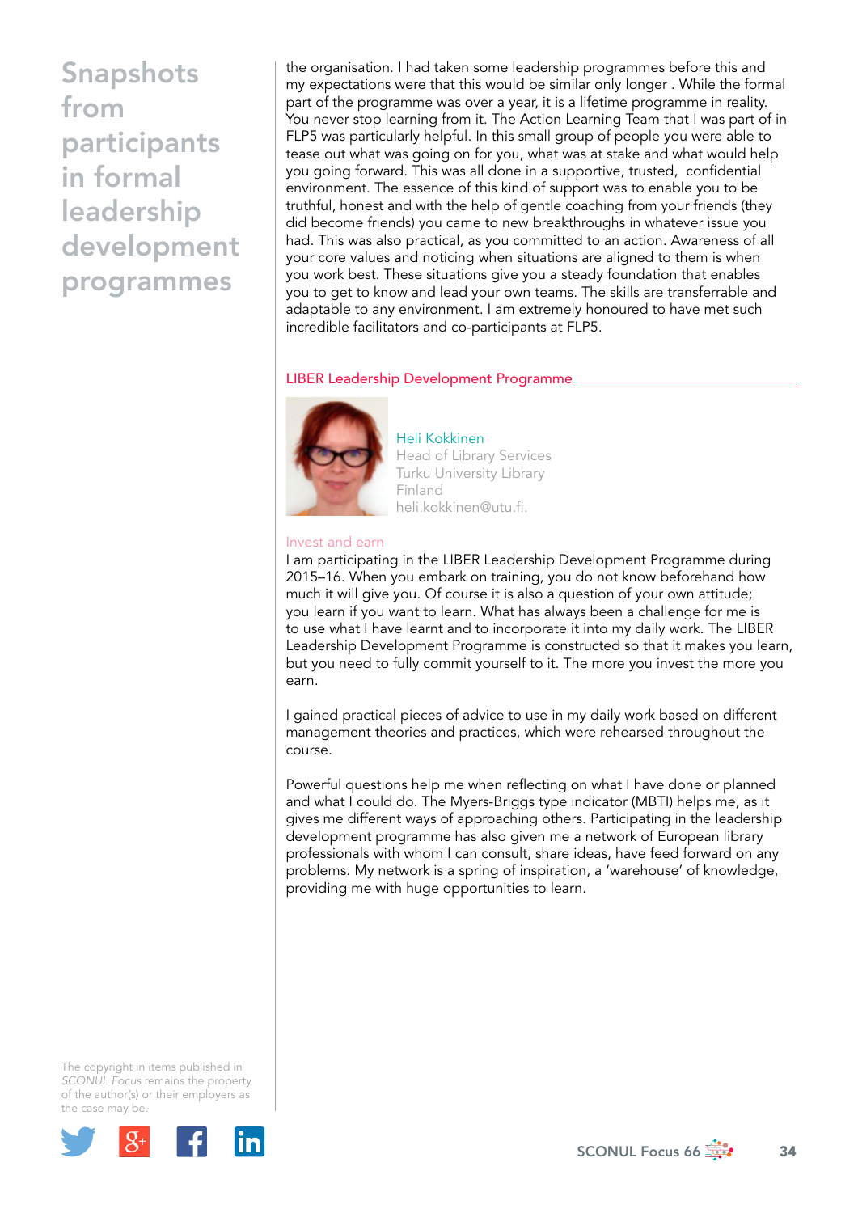# Snapshots from participants in formal leadership development programmes

the organisation. I had taken some leadership programmes before this and my expectations were that this would be similar only longer . While the formal part of the programme was over a year, it is a lifetime programme in reality. You never stop learning from it. The Action Learning Team that I was part of in FLP5 was particularly helpful. In this small group of people you were able to tease out what was going on for you, what was at stake and what would help you going forward. This was all done in a supportive, trusted, confidential environment. The essence of this kind of support was to enable you to be truthful, honest and with the help of gentle coaching from your friends (they did become friends) you came to new breakthroughs in whatever issue you had. This was also practical, as you committed to an action. Awareness of all your core values and noticing when situations are aligned to them is when you work best. These situations give you a steady foundation that enables you to get to know and lead your own teams. The skills are transferrable and adaptable to any environment. I am extremely honoured to have met such incredible facilitators and co-participants at FLP5.

## LIBER Leadership Development Programme

Heli Kokkinen
Head of Library Services
Turku University Library
Finland
heli.kokkinen@utu.fi.

### Invest and earn

I am participating in the LIBER Leadership Development Programme during 2015–16. When you embark on training, you do not know beforehand how much it will give you. Of course it is also a question of your own attitude; you learn if you want to learn. What has always been a challenge for me is to use what I have learnt and to incorporate it into my daily work. The LIBER Leadership Development Programme is constructed so that it makes you learn, but you need to fully commit yourself to it. The more you invest the more you earn.

I gained practical pieces of advice to use in my daily work based on different management theories and practices, which were rehearsed throughout the course.

Powerful questions help me when reflecting on what I have done or planned and what I could do. The Myers-Briggs type indicator (MBTI) helps me, as it gives me different ways of approaching others. Participating in the leadership development programme has also given me a network of European library professionals with whom I can consult, share ideas, have feed forward on any problems. My network is a spring of inspiration, a 'warehouse' of knowledge, providing me with huge opportunities to learn.

The copyright in items published in *SCONUL Focus* remains the property of the author(s) or their employers as the case may be.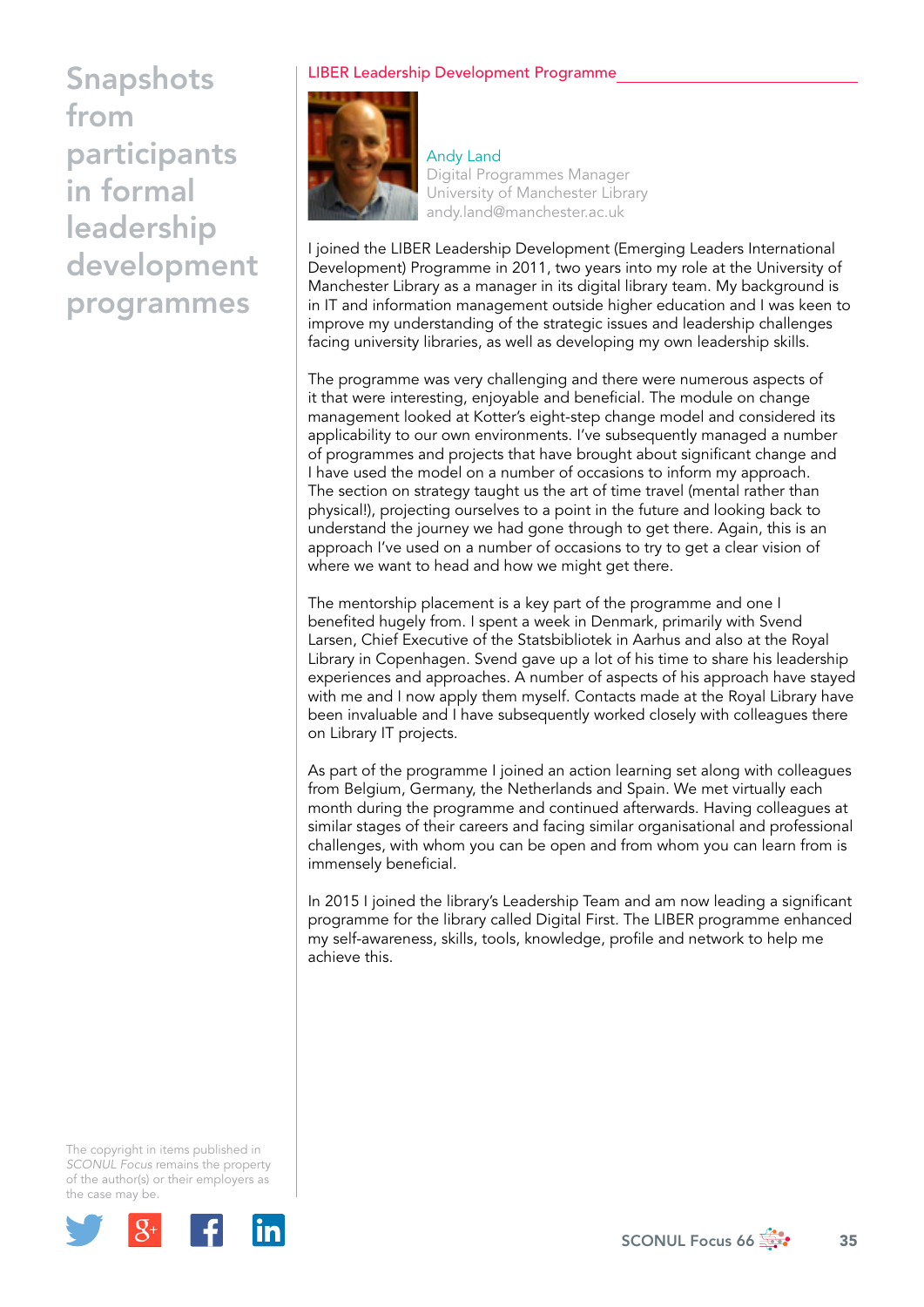# Snapshots from participants in formal leadership development programmes

## LIBER Leadership Development Programme

**Andy Land**
Digital Programmes Manager
University of Manchester Library
andy.land@manchester.ac.uk

I joined the LIBER Leadership Development (Emerging Leaders International Development) Programme in 2011, two years into my role at the University of Manchester Library as a manager in its digital library team. My background is in IT and information management outside higher education and I was keen to improve my understanding of the strategic issues and leadership challenges facing university libraries, as well as developing my own leadership skills.

The programme was very challenging and there were numerous aspects of it that were interesting, enjoyable and beneficial. The module on change management looked at Kotter's eight-step change model and considered its applicability to our own environments. I've subsequently managed a number of programmes and projects that have brought about significant change and I have used the model on a number of occasions to inform my approach. The section on strategy taught us the art of time travel (mental rather than physical!), projecting ourselves to a point in the future and looking back to understand the journey we had gone through to get there. Again, this is an approach I've used on a number of occasions to try to get a clear vision of where we want to head and how we might get there.

The mentorship placement is a key part of the programme and one I benefited hugely from. I spent a week in Denmark, primarily with Svend Larsen, Chief Executive of the Statsbibliotek in Aarhus and also at the Royal Library in Copenhagen. Svend gave up a lot of his time to share his leadership experiences and approaches. A number of aspects of his approach have stayed with me and I now apply them myself. Contacts made at the Royal Library have been invaluable and I have subsequently worked closely with colleagues there on Library IT projects.

As part of the programme I joined an action learning set along with colleagues from Belgium, Germany, the Netherlands and Spain. We met virtually each month during the programme and continued afterwards. Having colleagues at similar stages of their careers and facing similar organisational and professional challenges, with whom you can be open and from whom you can learn from is immensely beneficial.

In 2015 I joined the library's Leadership Team and am now leading a significant programme for the library called Digital First. The LIBER programme enhanced my self-awareness, skills, tools, knowledge, profile and network to help me achieve this.

The copyright in items published in *SCONUL Focus* remains the property of the author(s) or their employers as the case may be.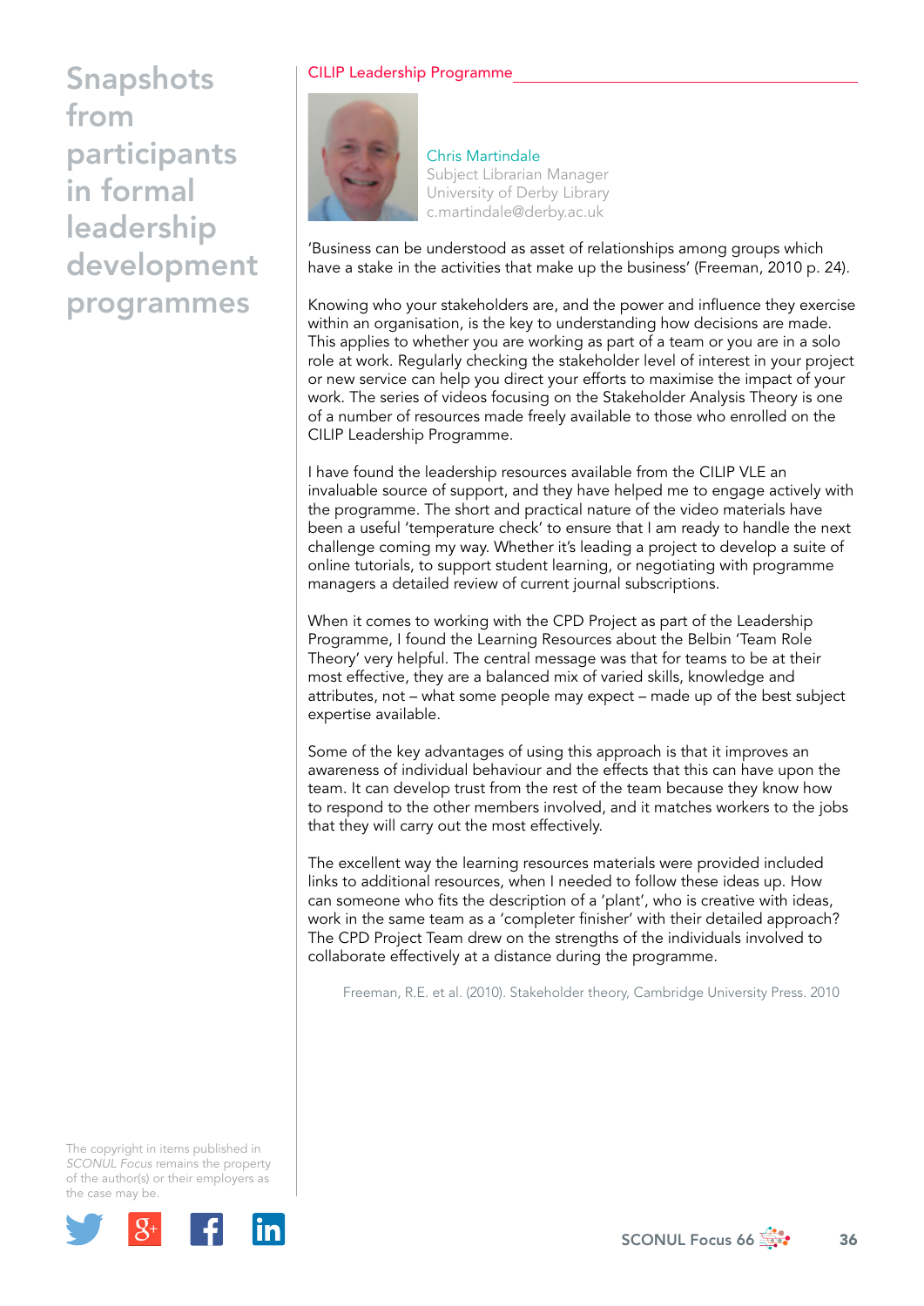# Snapshots from participants in formal leadership development programmes

## CILIP Leadership Programme

Chris Martindale
Subject Librarian Manager
University of Derby Library
c.martindale@derby.ac.uk

'Business can be understood as asset of relationships among groups which have a stake in the activities that make up the business' (Freeman, 2010 p. 24).

Knowing who your stakeholders are, and the power and influence they exercise within an organisation, is the key to understanding how decisions are made. This applies to whether you are working as part of a team or you are in a solo role at work. Regularly checking the stakeholder level of interest in your project or new service can help you direct your efforts to maximise the impact of your work. The series of videos focusing on the Stakeholder Analysis Theory is one of a number of resources made freely available to those who enrolled on the CILIP Leadership Programme.

I have found the leadership resources available from the CILIP VLE an invaluable source of support, and they have helped me to engage actively with the programme. The short and practical nature of the video materials have been a useful 'temperature check' to ensure that I am ready to handle the next challenge coming my way. Whether it's leading a project to develop a suite of online tutorials, to support student learning, or negotiating with programme managers a detailed review of current journal subscriptions.

When it comes to working with the CPD Project as part of the Leadership Programme, I found the Learning Resources about the Belbin 'Team Role Theory' very helpful. The central message was that for teams to be at their most effective, they are a balanced mix of varied skills, knowledge and attributes, not – what some people may expect – made up of the best subject expertise available.

Some of the key advantages of using this approach is that it improves an awareness of individual behaviour and the effects that this can have upon the team. It can develop trust from the rest of the team because they know how to respond to the other members involved, and it matches workers to the jobs that they will carry out the most effectively.

The excellent way the learning resources materials were provided included links to additional resources, when I needed to follow these ideas up. How can someone who fits the description of a 'plant', who is creative with ideas, work in the same team as a 'completer finisher' with their detailed approach? The CPD Project Team drew on the strengths of the individuals involved to collaborate effectively at a distance during the programme.

Freeman, R.E. et al. (2010). Stakeholder theory, Cambridge University Press. 2010

The copyright in items published in *SCONUL Focus* remains the property of the author(s) or their employers as the case may be.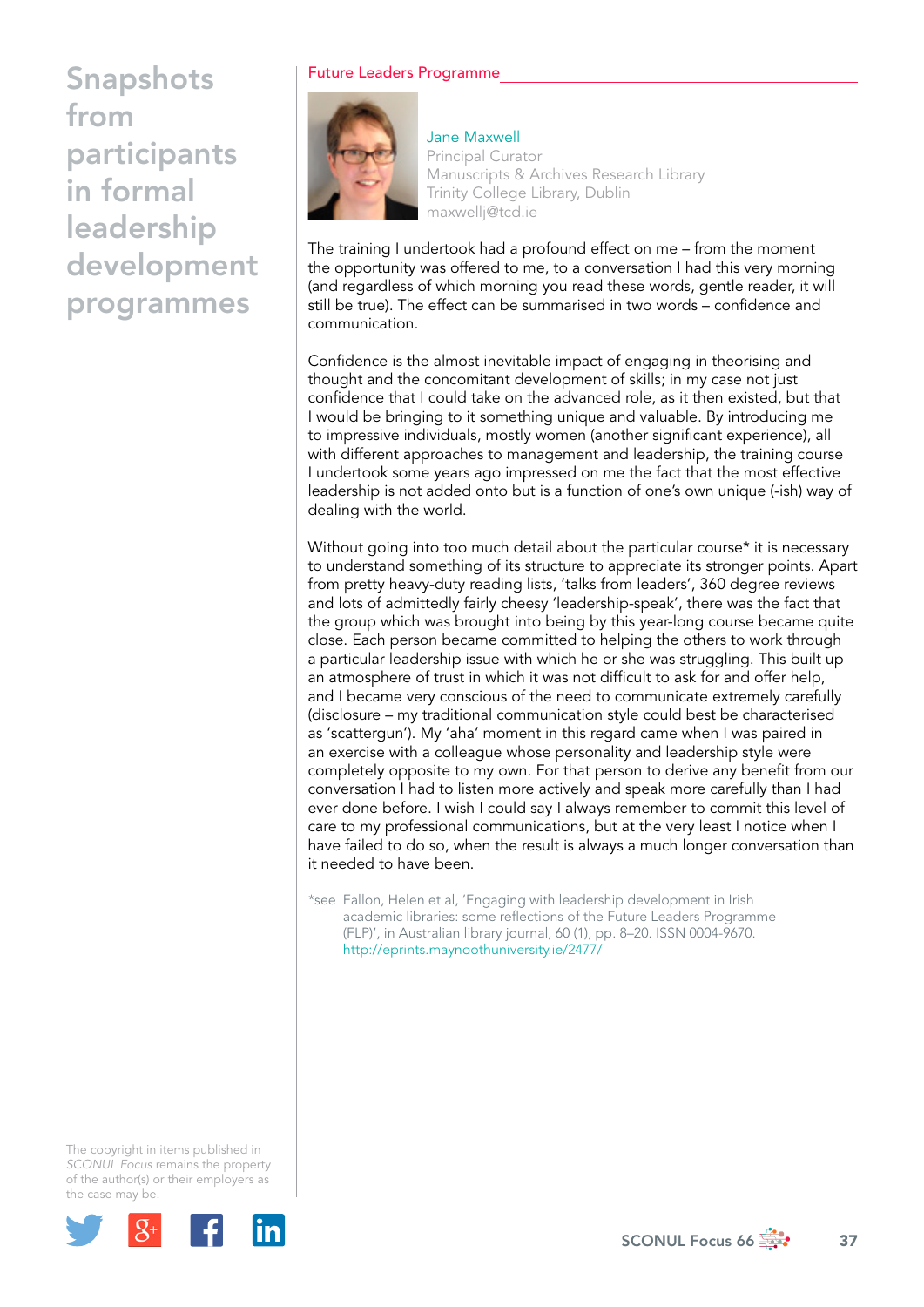# Snapshots from participants in formal leadership development programmes

## Future Leaders Programme

Jane Maxwell
Principal Curator
Manuscripts & Archives Research Library
Trinity College Library, Dublin
maxwellj@tcd.ie

The training I undertook had a profound effect on me – from the moment the opportunity was offered to me, to a conversation I had this very morning (and regardless of which morning you read these words, gentle reader, it will still be true). The effect can be summarised in two words – confidence and communication.

Confidence is the almost inevitable impact of engaging in theorising and thought and the concomitant development of skills; in my case not just confidence that I could take on the advanced role, as it then existed, but that I would be bringing to it something unique and valuable. By introducing me to impressive individuals, mostly women (another significant experience), all with different approaches to management and leadership, the training course I undertook some years ago impressed on me the fact that the most effective leadership is not added onto but is a function of one's own unique (-ish) way of dealing with the world.

Without going into too much detail about the particular course* it is necessary to understand something of its structure to appreciate its stronger points. Apart from pretty heavy-duty reading lists, 'talks from leaders', 360 degree reviews and lots of admittedly fairly cheesy 'leadership-speak', there was the fact that the group which was brought into being by this year-long course became quite close. Each person became committed to helping the others to work through a particular leadership issue with which he or she was struggling. This built up an atmosphere of trust in which it was not difficult to ask for and offer help, and I became very conscious of the need to communicate extremely carefully (disclosure – my traditional communication style could best be characterised as 'scattergun'). My 'aha' moment in this regard came when I was paired in an exercise with a colleague whose personality and leadership style were completely opposite to my own. For that person to derive any benefit from our conversation I had to listen more actively and speak more carefully than I had ever done before. I wish I could say I always remember to commit this level of care to my professional communications, but at the very least I notice when I have failed to do so, when the result is always a much longer conversation than it needed to have been.

*see Fallon, Helen et al, 'Engaging with leadership development in Irish academic libraries: some reflections of the Future Leaders Programme (FLP)', in Australian library journal, 60 (1), pp. 8–20. ISSN 0004-9670. http://eprints.maynoothuniversity.ie/2477/

The copyright in items published in *SCONUL Focus* remains the property of the author(s) or their employers as the case may be.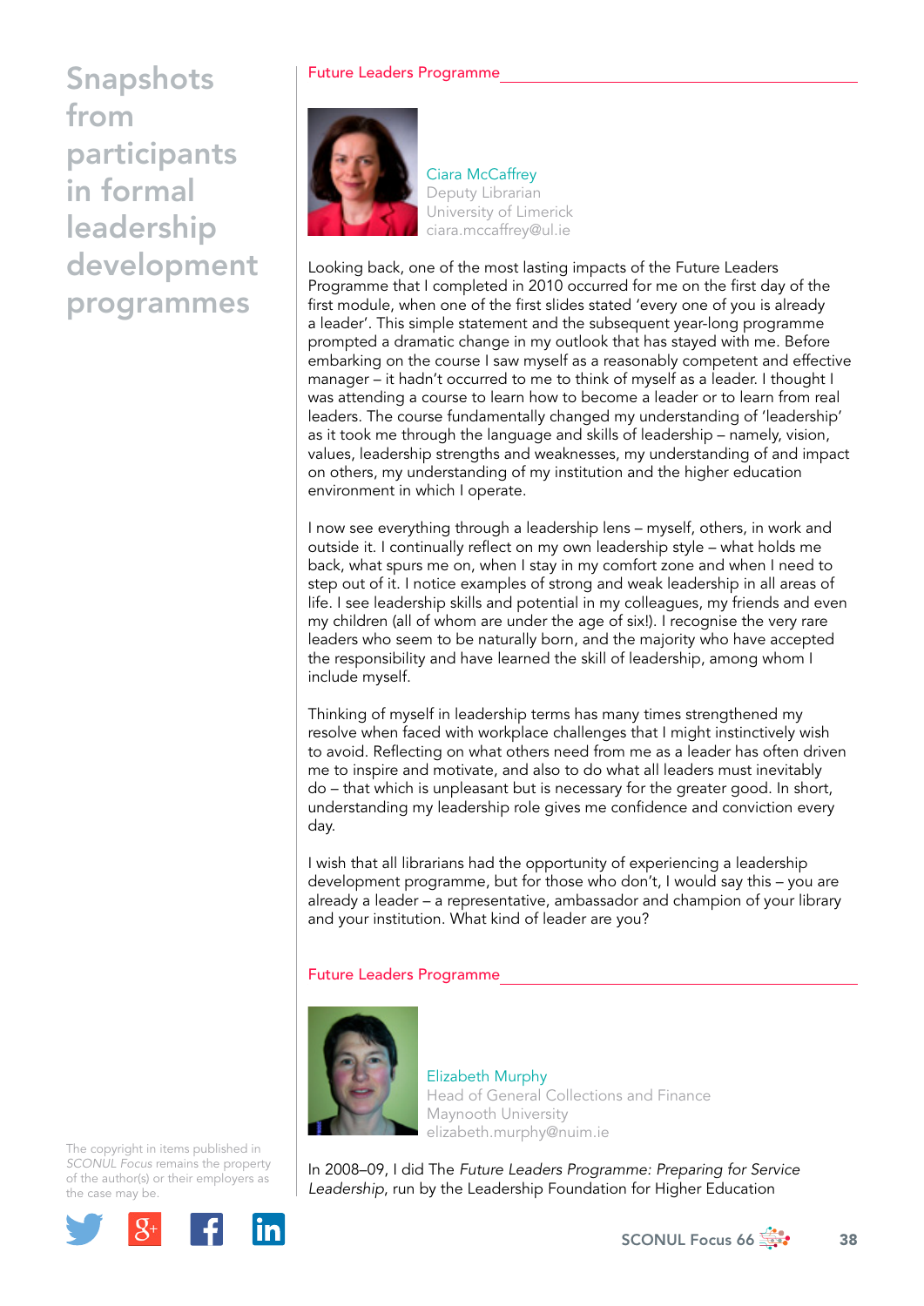# Snapshots from participants in formal leadership development programmes

## Future Leaders Programme

Ciara McCaffrey
Deputy Librarian
University of Limerick
ciara.mccaffrey@ul.ie

Looking back, one of the most lasting impacts of the Future Leaders Programme that I completed in 2010 occurred for me on the first day of the first module, when one of the first slides stated 'every one of you is already a leader'. This simple statement and the subsequent year-long programme prompted a dramatic change in my outlook that has stayed with me. Before embarking on the course I saw myself as a reasonably competent and effective manager – it hadn't occurred to me to think of myself as a leader. I thought I was attending a course to learn how to become a leader or to learn from real leaders. The course fundamentally changed my understanding of 'leadership' as it took me through the language and skills of leadership – namely, vision, values, leadership strengths and weaknesses, my understanding of and impact on others, my understanding of my institution and the higher education environment in which I operate.

I now see everything through a leadership lens – myself, others, in work and outside it. I continually reflect on my own leadership style – what holds me back, what spurs me on, when I stay in my comfort zone and when I need to step out of it. I notice examples of strong and weak leadership in all areas of life. I see leadership skills and potential in my colleagues, my friends and even my children (all of whom are under the age of six!). I recognise the very rare leaders who seem to be naturally born, and the majority who have accepted the responsibility and have learned the skill of leadership, among whom I include myself.

Thinking of myself in leadership terms has many times strengthened my resolve when faced with workplace challenges that I might instinctively wish to avoid. Reflecting on what others need from me as a leader has often driven me to inspire and motivate, and also to do what all leaders must inevitably do – that which is unpleasant but is necessary for the greater good. In short, understanding my leadership role gives me confidence and conviction every day.

I wish that all librarians had the opportunity of experiencing a leadership development programme, but for those who don't, I would say this – you are already a leader – a representative, ambassador and champion of your library and your institution. What kind of leader are you?

## Future Leaders Programme

Elizabeth Murphy
Head of General Collections and Finance
Maynooth University
elizabeth.murphy@nuim.ie

In 2008–09, I did The *Future Leaders Programme: Preparing for Service Leadership*, run by the Leadership Foundation for Higher Education

The copyright in items published in *SCONUL Focus* remains the property of the author(s) or their employers as the case may be.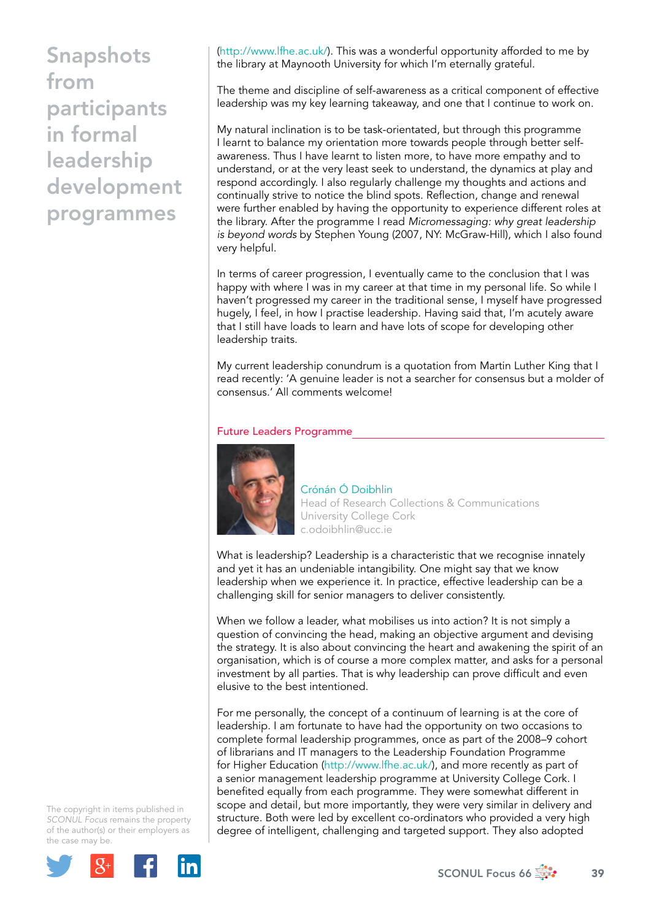(http://www.lfhe.ac.uk/). This was a wonderful opportunity afforded to me by the library at Maynooth University for which I'm eternally grateful.

The theme and discipline of self-awareness as a critical component of effective leadership was my key learning takeaway, and one that I continue to work on.

My natural inclination is to be task-orientated, but through this programme I learnt to balance my orientation more towards people through better self-awareness. Thus I have learnt to listen more, to have more empathy and to understand, or at the very least seek to understand, the dynamics at play and respond accordingly. I also regularly challenge my thoughts and actions and continually strive to notice the blind spots. Reflection, change and renewal were further enabled by having the opportunity to experience different roles at the library. After the programme I read *Micromessaging: why great leadership is beyond words* by Stephen Young (2007, NY: McGraw-Hill), which I also found very helpful.

In terms of career progression, I eventually came to the conclusion that I was happy with where I was in my career at that time in my personal life. So while I haven't progressed my career in the traditional sense, I myself have progressed hugely, I feel, in how I practise leadership. Having said that, I'm acutely aware that I still have loads to learn and have lots of scope for developing other leadership traits.

My current leadership conundrum is a quotation from Martin Luther King that I read recently: 'A genuine leader is not a searcher for consensus but a molder of consensus.' All comments welcome!

## Future Leaders Programme

Crónán Ó Doibhlin
Head of Research Collections & Communications
University College Cork
c.odoibhlin@ucc.ie

What is leadership? Leadership is a characteristic that we recognise innately and yet it has an undeniable intangibility. One might say that we know leadership when we experience it. In practice, effective leadership can be a challenging skill for senior managers to deliver consistently.

When we follow a leader, what mobilises us into action? It is not simply a question of convincing the head, making an objective argument and devising the strategy. It is also about convincing the heart and awakening the spirit of an organisation, which is of course a more complex matter, and asks for a personal investment by all parties. That is why leadership can prove difficult and even elusive to the best intentioned.

For me personally, the concept of a continuum of learning is at the core of leadership. I am fortunate to have had the opportunity on two occasions to complete formal leadership programmes, once as part of the 2008–9 cohort of librarians and IT managers to the Leadership Foundation Programme for Higher Education (http://www.lfhe.ac.uk/), and more recently as part of a senior management leadership programme at University College Cork. I benefited equally from each programme. They were somewhat different in scope and detail, but more importantly, they were very similar in delivery and structure. Both were led by excellent co-ordinators who provided a very high degree of intelligent, challenging and targeted support. They also adopted

The copyright in items published in *SCONUL Focus* remains the property of the author(s) or their employers as the case may be.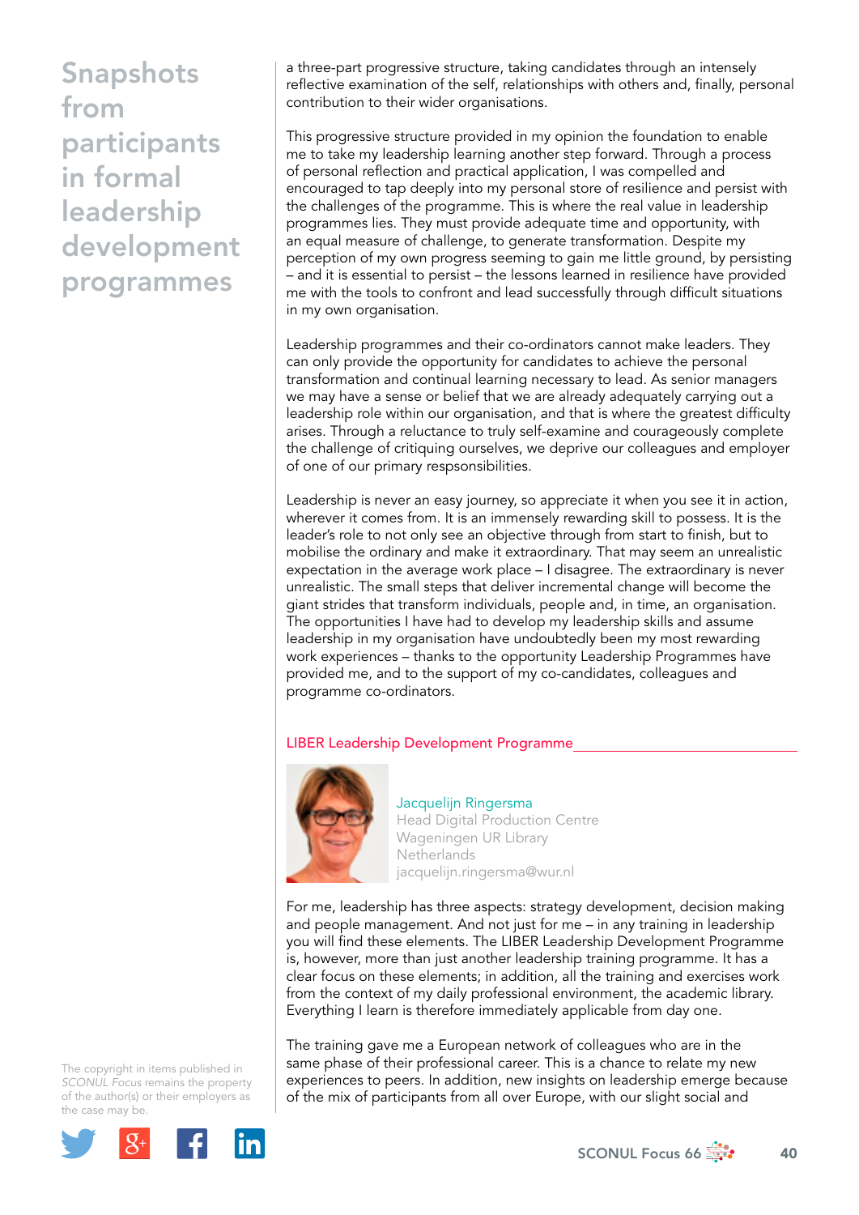# Snapshots from participants in formal leadership development programmes

a three-part progressive structure, taking candidates through an intensely reflective examination of the self, relationships with others and, finally, personal contribution to their wider organisations.

This progressive structure provided in my opinion the foundation to enable me to take my leadership learning another step forward. Through a process of personal reflection and practical application, I was compelled and encouraged to tap deeply into my personal store of resilience and persist with the challenges of the programme. This is where the real value in leadership programmes lies. They must provide adequate time and opportunity, with an equal measure of challenge, to generate transformation. Despite my perception of my own progress seeming to gain me little ground, by persisting – and it is essential to persist – the lessons learned in resilience have provided me with the tools to confront and lead successfully through difficult situations in my own organisation.

Leadership programmes and their co-ordinators cannot make leaders. They can only provide the opportunity for candidates to achieve the personal transformation and continual learning necessary to lead. As senior managers we may have a sense or belief that we are already adequately carrying out a leadership role within our organisation, and that is where the greatest difficulty arises. Through a reluctance to truly self-examine and courageously complete the challenge of critiquing ourselves, we deprive our colleagues and employer of one of our primary respsonsibilities.

Leadership is never an easy journey, so appreciate it when you see it in action, wherever it comes from. It is an immensely rewarding skill to possess. It is the leader's role to not only see an objective through from start to finish, but to mobilise the ordinary and make it extraordinary. That may seem an unrealistic expectation in the average work place – I disagree. The extraordinary is never unrealistic. The small steps that deliver incremental change will become the giant strides that transform individuals, people and, in time, an organisation. The opportunities I have had to develop my leadership skills and assume leadership in my organisation have undoubtedly been my most rewarding work experiences – thanks to the opportunity Leadership Programmes have provided me, and to the support of my co-candidates, colleagues and programme co-ordinators.

## LIBER Leadership Development Programme

Jacquelijn Ringersma
Head Digital Production Centre
Wageningen UR Library
Netherlands
jacquelijn.ringersma@wur.nl

For me, leadership has three aspects: strategy development, decision making and people management. And not just for me – in any training in leadership you will find these elements. The LIBER Leadership Development Programme is, however, more than just another leadership training programme. It has a clear focus on these elements; in addition, all the training and exercises work from the context of my daily professional environment, the academic library. Everything I learn is therefore immediately applicable from day one.

The training gave me a European network of colleagues who are in the same phase of their professional career. This is a chance to relate my new experiences to peers. In addition, new insights on leadership emerge because of the mix of participants from all over Europe, with our slight social and

The copyright in items published in *SCONUL Focus* remains the property of the author(s) or their employers as the case may be.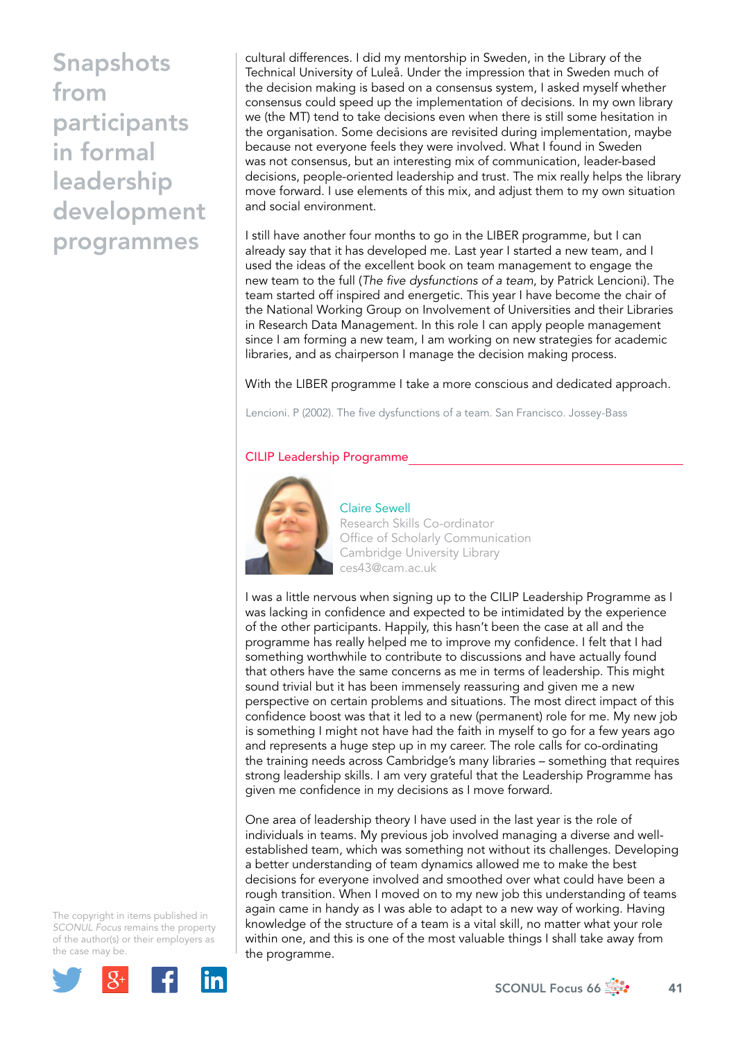cultural differences. I did my mentorship in Sweden, in the Library of the Technical University of Luleå. Under the impression that in Sweden much of the decision making is based on a consensus system, I asked myself whether consensus could speed up the implementation of decisions. In my own library we (the MT) tend to take decisions even when there is still some hesitation in the organisation. Some decisions are revisited during implementation, maybe because not everyone feels they were involved. What I found in Sweden was not consensus, but an interesting mix of communication, leader-based decisions, people-oriented leadership and trust. The mix really helps the library move forward. I use elements of this mix, and adjust them to my own situation and social environment.

I still have another four months to go in the LIBER programme, but I can already say that it has developed me. Last year I started a new team, and I used the ideas of the excellent book on team management to engage the new team to the full (*The five dysfunctions of a team*, by Patrick Lencioni). The team started off inspired and energetic. This year I have become the chair of the National Working Group on Involvement of Universities and their Libraries in Research Data Management. In this role I can apply people management since I am forming a new team, I am working on new strategies for academic libraries, and as chairperson I manage the decision making process.

With the LIBER programme I take a more conscious and dedicated approach.

Lencioni. P (2002). The five dysfunctions of a team. San Francisco. Jossey-Bass

## CILIP Leadership Programme

Claire Sewell
Research Skills Co-ordinator
Office of Scholarly Communication
Cambridge University Library
ces43@cam.ac.uk

I was a little nervous when signing up to the CILIP Leadership Programme as I was lacking in confidence and expected to be intimidated by the experience of the other participants. Happily, this hasn't been the case at all and the programme has really helped me to improve my confidence. I felt that I had something worthwhile to contribute to discussions and have actually found that others have the same concerns as me in terms of leadership. This might sound trivial but it has been immensely reassuring and given me a new perspective on certain problems and situations. The most direct impact of this confidence boost was that it led to a new (permanent) role for me. My new job is something I might not have had the faith in myself to go for a few years ago and represents a huge step up in my career. The role calls for co-ordinating the training needs across Cambridge's many libraries – something that requires strong leadership skills. I am very grateful that the Leadership Programme has given me confidence in my decisions as I move forward.

One area of leadership theory I have used in the last year is the role of individuals in teams. My previous job involved managing a diverse and well-established team, which was something not without its challenges. Developing a better understanding of team dynamics allowed me to make the best decisions for everyone involved and smoothed over what could have been a rough transition. When I moved on to my new job this understanding of teams again came in handy as I was able to adapt to a new way of working. Having knowledge of the structure of a team is a vital skill, no matter what your role within one, and this is one of the most valuable things I shall take away from the programme.

The copyright in items published in *SCONUL Focus* remains the property of the author(s) or their employers as the case may be.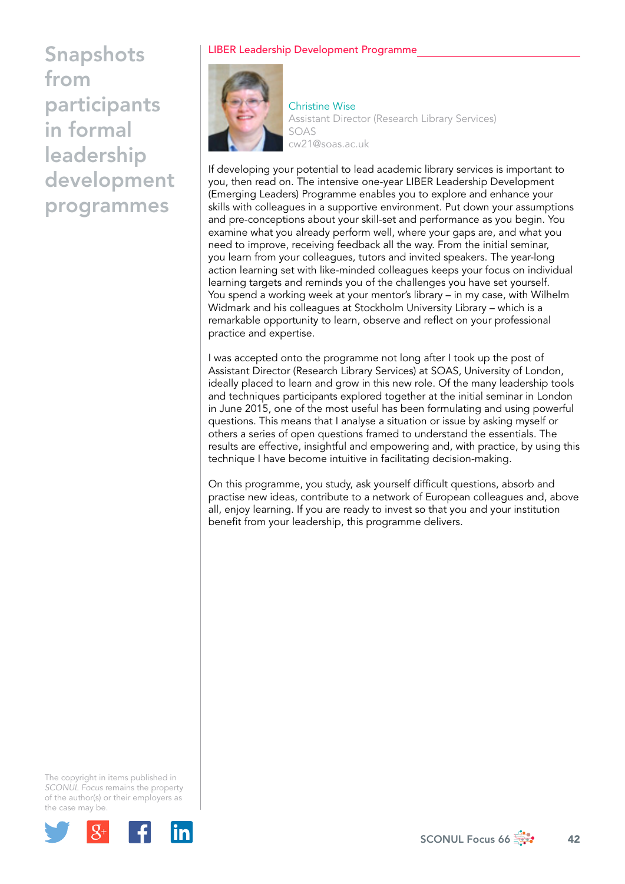# Snapshots from participants in formal leadership development programmes

## LIBER Leadership Development Programme

Christine Wise
Assistant Director (Research Library Services)
SOAS
cw21@soas.ac.uk

If developing your potential to lead academic library services is important to you, then read on. The intensive one-year LIBER Leadership Development (Emerging Leaders) Programme enables you to explore and enhance your skills with colleagues in a supportive environment. Put down your assumptions and pre-conceptions about your skill-set and performance as you begin. You examine what you already perform well, where your gaps are, and what you need to improve, receiving feedback all the way. From the initial seminar, you learn from your colleagues, tutors and invited speakers. The year-long action learning set with like-minded colleagues keeps your focus on individual learning targets and reminds you of the challenges you have set yourself. You spend a working week at your mentor's library – in my case, with Wilhelm Widmark and his colleagues at Stockholm University Library – which is a remarkable opportunity to learn, observe and reflect on your professional practice and expertise.

I was accepted onto the programme not long after I took up the post of Assistant Director (Research Library Services) at SOAS, University of London, ideally placed to learn and grow in this new role. Of the many leadership tools and techniques participants explored together at the initial seminar in London in June 2015, one of the most useful has been formulating and using powerful questions. This means that I analyse a situation or issue by asking myself or others a series of open questions framed to understand the essentials. The results are effective, insightful and empowering and, with practice, by using this technique I have become intuitive in facilitating decision-making.

On this programme, you study, ask yourself difficult questions, absorb and practise new ideas, contribute to a network of European colleagues and, above all, enjoy learning. If you are ready to invest so that you and your institution benefit from your leadership, this programme delivers.

The copyright in items published in *SCONUL Focus* remains the property of the author(s) or their employers as the case may be.